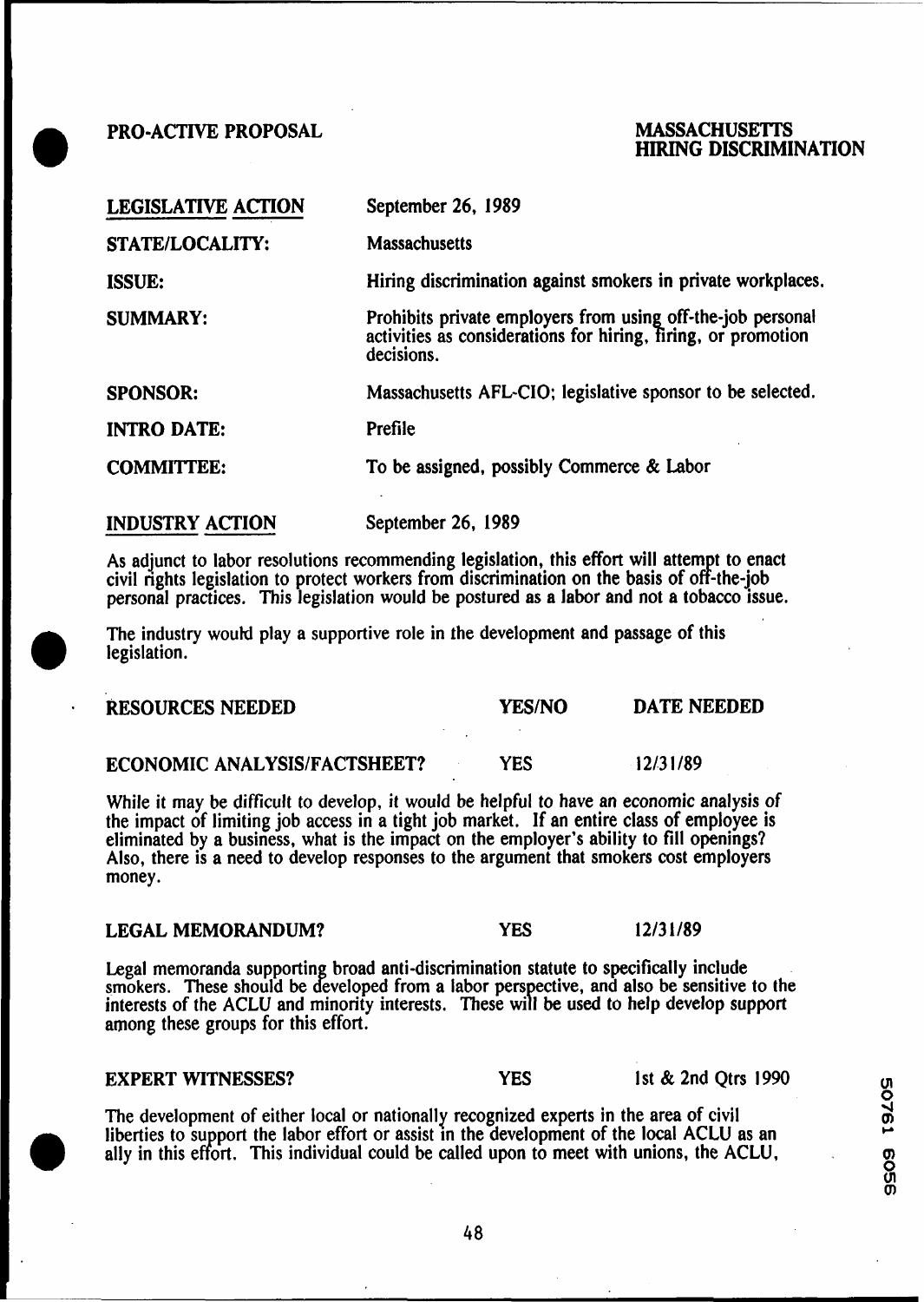**PRO-ACTIVE PROPOSAL**

**MASSACHUSETTS**
**HIRING DISCRIMINATION**

| | |
|---|---|
| **LEGISLATIVE ACTION** | September 26, 1989 |
| **STATE/LOCALITY:** | Massachusetts |
| **ISSUE:** | Hiring discrimination against smokers in private workplaces. |
| **SUMMARY:** | Prohibits private employers from using off-the-job personal activities as considerations for hiring, firing, or promotion decisions. |
| **SPONSOR:** | Massachusetts AFL-CIO; legislative sponsor to be selected. |
| **INTRO DATE:** | Prefile |
| **COMMITTEE:** | To be assigned, possibly Commerce & Labor |

**INDUSTRY ACTION** September 26, 1989

As adjunct to labor resolutions recommending legislation, this effort will attempt to enact civil rights legislation to protect workers from discrimination on the basis of off-the-job personal practices. This legislation would be postured as a labor and not a tobacco issue.

The industry would play a supportive role in the development and passage of this legislation.

| **RESOURCES NEEDED** | **YES/NO** | **DATE NEEDED** |
|---|---|---|
| **ECONOMIC ANALYSIS/FACTSHEET?** | YES | 12/31/89 |

While it may be difficult to develop, it would be helpful to have an economic analysis of the impact of limiting job access in a tight job market. If an entire class of employee is eliminated by a business, what is the impact on the employer's ability to fill openings? Also, there is a need to develop responses to the argument that smokers cost employers money.

| | | |
|---|---|---|
| **LEGAL MEMORANDUM?** | YES | 12/31/89 |

Legal memoranda supporting broad anti-discrimination statute to specifically include smokers. These should be developed from a labor perspective, and also be sensitive to the interests of the ACLU and minority interests. These will be used to help develop support among these groups for this effort.

| | | |
|---|---|---|
| **EXPERT WITNESSES?** | YES | 1st & 2nd Qtrs 1990 |

The development of either local or nationally recognized experts in the area of civil liberties to support the labor effort or assist in the development of the local ACLU as an ally in this effort. This individual could be called upon to meet with unions, the ACLU,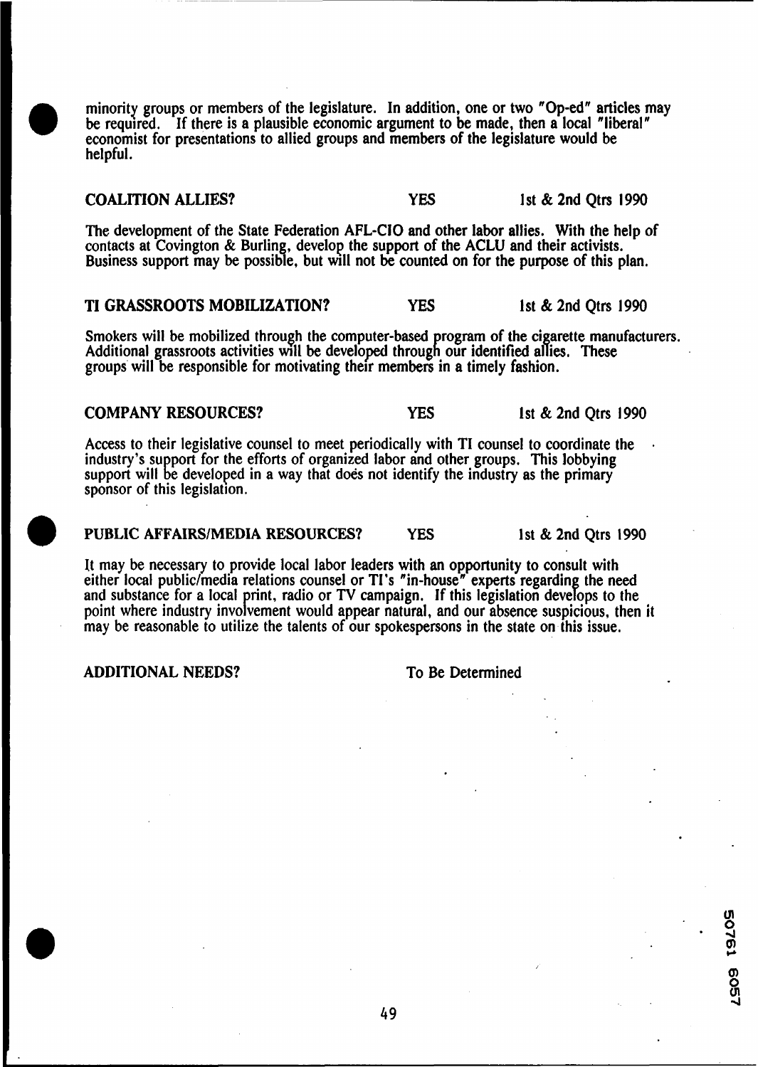minority groups or members of the legislature. In addition, one or two "Op-ed" articles may be required. If there is a plausible economic argument to be made, then a local "liberal" economist for presentations to allied groups and members of the legislature would be helpful.

**COALITION ALLIES?** YES 1st & 2nd Qtrs 1990

The development of the State Federation AFL-CIO and other labor allies. With the help of contacts at Covington & Burling, develop the support of the ACLU and their activists. Business support may be possible, but will not be counted on for the purpose of this plan.

**TI GRASSROOTS MOBILIZATION?** YES 1st & 2nd Qtrs 1990

Smokers will be mobilized through the computer-based program of the cigarette manufacturers. Additional grassroots activities will be developed through our identified allies. These groups will be responsible for motivating their members in a timely fashion.

**COMPANY RESOURCES?** YES 1st & 2nd Qtrs 1990

Access to their legislative counsel to meet periodically with TI counsel to coordinate the industry's support for the efforts of organized labor and other groups. This lobbying support will be developed in a way that does not identify the industry as the primary sponsor of this legislation.

**PUBLIC AFFAIRS/MEDIA RESOURCES?** YES 1st & 2nd Qtrs 1990

It may be necessary to provide local labor leaders with an opportunity to consult with either local public/media relations counsel or TI's "in-house" experts regarding the need and substance for a local print, radio or TV campaign. If this legislation develops to the point where industry involvement would appear natural, and our absence suspicious, then it may be reasonable to utilize the talents of our spokespersons in the state on this issue.

**ADDITIONAL NEEDS?** To Be Determined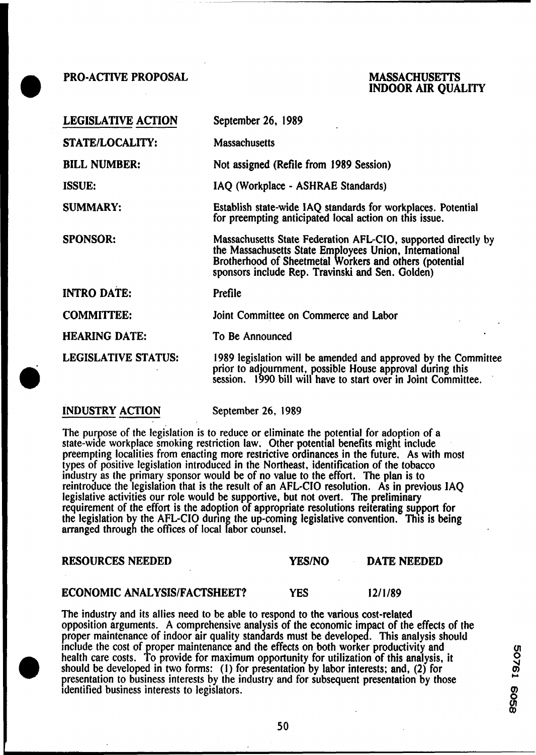**PRO-ACTIVE PROPOSAL** | **MASSACHUSETTS INDOOR AIR QUALITY**

| | |
|---|---|
| **LEGISLATIVE ACTION** | September 26, 1989 |
| **STATE/LOCALITY:** | Massachusetts |
| **BILL NUMBER:** | Not assigned (Refile from 1989 Session) |
| **ISSUE:** | IAQ (Workplace - ASHRAE Standards) |
| **SUMMARY:** | Establish state-wide IAQ standards for workplaces. Potential for preempting anticipated local action on this issue. |
| **SPONSOR:** | Massachusetts State Federation AFL-CIO, supported directly by the Massachusetts State Employees Union, International Brotherhood of Sheetmetal Workers and others (potential sponsors include Rep. Travinski and Sen. Golden) |
| **INTRO DATE:** | Prefile |
| **COMMITTEE:** | Joint Committee on Commerce and Labor |
| **HEARING DATE:** | To Be Announced |
| **LEGISLATIVE STATUS:** | 1989 legislation will be amended and approved by the Committee prior to adjournment, possible House approval during this session. 1990 bill will have to start over in Joint Committee. |

**INDUSTRY ACTION** September 26, 1989

The purpose of the legislation is to reduce or eliminate the potential for adoption of a state-wide workplace smoking restriction law. Other potential benefits might include preempting localities from enacting more restrictive ordinances in the future. As with most types of positive legislation introduced in the Northeast, identification of the tobacco industry as the primary sponsor would be of no value to the effort. The plan is to reintroduce the legislation that is the result of an AFL-CIO resolution. As in previous IAQ legislative activities our role would be supportive, but not overt. The preliminary requirement of the effort is the adoption of appropriate resolutions reiterating support for the legislation by the AFL-CIO during the up-coming legislative convention. This is being arranged through the offices of local labor counsel.

| RESOURCES NEEDED | YES/NO | DATE NEEDED |
|---|---|---|
| **ECONOMIC ANALYSIS/FACTSHEET?** | **YES** | **12/1/89** |

The industry and its allies need to be able to respond to the various cost-related opposition arguments. A comprehensive analysis of the economic impact of the effects of the proper maintenance of indoor air quality standards must be developed. This analysis should include the cost of proper maintenance and the effects on both worker productivity and health care costs. To provide for maximum opportunity for utilization of this analysis, it should be developed in two forms: (1) for presentation by labor interests; and, (2) for presentation to business interests by the industry and for subsequent presentation by those identified business interests to legislators.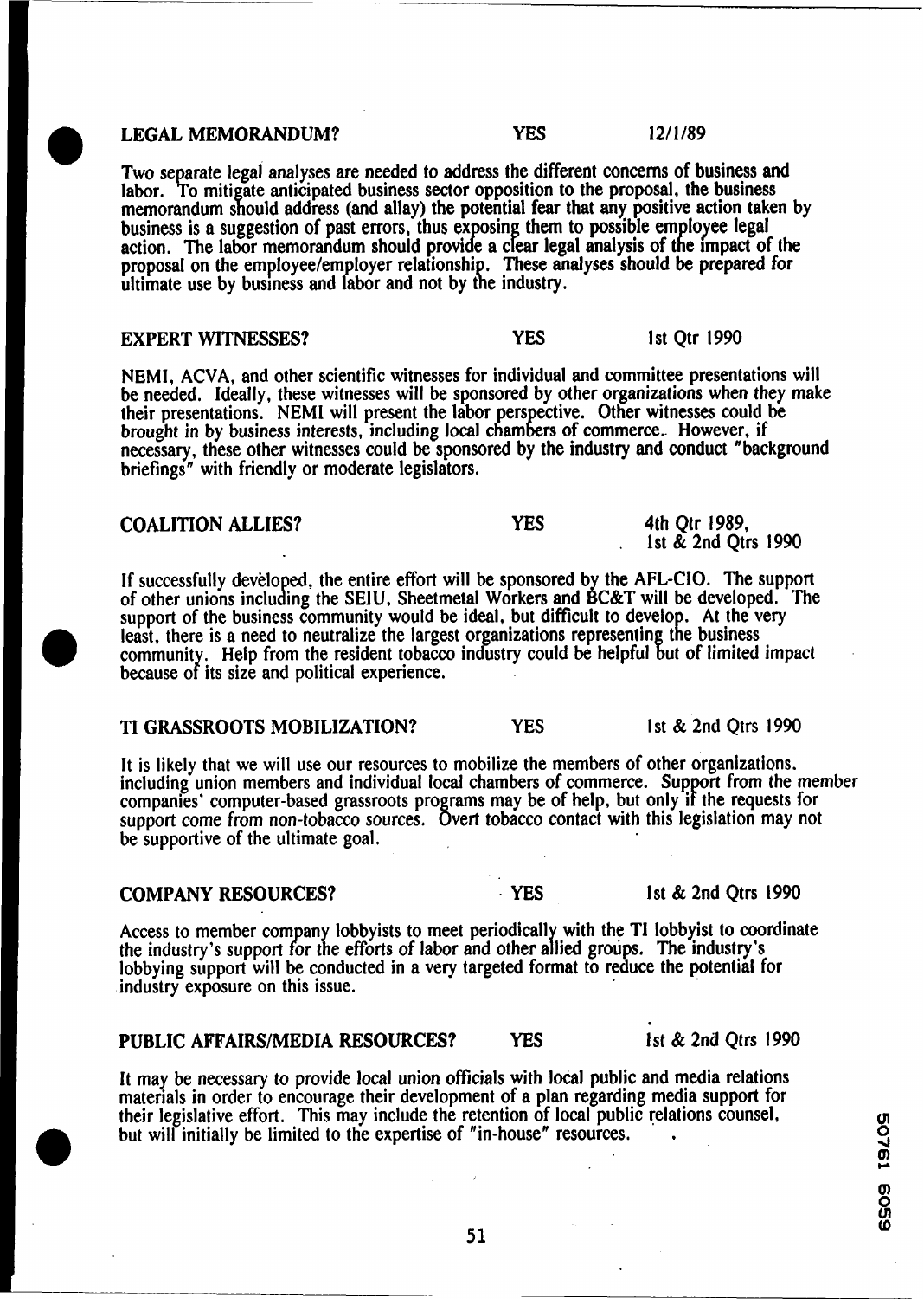**LEGAL MEMORANDUM?** **YES** 12/1/89

Two separate legal analyses are needed to address the different concerns of business and labor. To mitigate anticipated business sector opposition to the proposal, the business memorandum should address (and allay) the potential fear that any positive action taken by business is a suggestion of past errors, thus exposing them to possible employee legal action. The labor memorandum should provide a clear legal analysis of the impact of the proposal on the employee/employer relationship. These analyses should be prepared for ultimate use by business and labor and not by the industry.

**EXPERT WITNESSES?** **YES** 1st Qtr 1990

NEMI, ACVA, and other scientific witnesses for individual and committee presentations will be needed. Ideally, these witnesses will be sponsored by other organizations when they make their presentations. NEMI will present the labor perspective. Other witnesses could be brought in by business interests, including local chambers of commerce. However, if necessary, these other witnesses could be sponsored by the industry and conduct "background briefings" with friendly or moderate legislators.

**COALITION ALLIES?** **YES** 4th Qtr 1989, 1st & 2nd Qtrs 1990

If successfully developed, the entire effort will be sponsored by the AFL-CIO. The support of other unions including the SEIU, Sheetmetal Workers and BC&T will be developed. The support of the business community would be ideal, but difficult to develop. At the very least, there is a need to neutralize the largest organizations representing the business community. Help from the resident tobacco industry could be helpful but of limited impact because of its size and political experience.

**TI GRASSROOTS MOBILIZATION?** **YES** 1st & 2nd Qtrs 1990

It is likely that we will use our resources to mobilize the members of other organizations. including union members and individual local chambers of commerce. Support from the member companies' computer-based grassroots programs may be of help, but only if the requests for support come from non-tobacco sources. Overt tobacco contact with this legislation may not be supportive of the ultimate goal.

**COMPANY RESOURCES?** **YES** 1st & 2nd Qtrs 1990

Access to member company lobbyists to meet periodically with the TI lobbyist to coordinate the industry's support for the efforts of labor and other allied groups. The industry's lobbying support will be conducted in a very targeted format to reduce the potential for industry exposure on this issue.

**PUBLIC AFFAIRS/MEDIA RESOURCES?** **YES** 1st & 2nd Qtrs 1990

It may be necessary to provide local union officials with local public and media relations materials in order to encourage their development of a plan regarding media support for their legislative effort. This may include the retention of local public relations counsel, but will initially be limited to the expertise of "in-house" resources.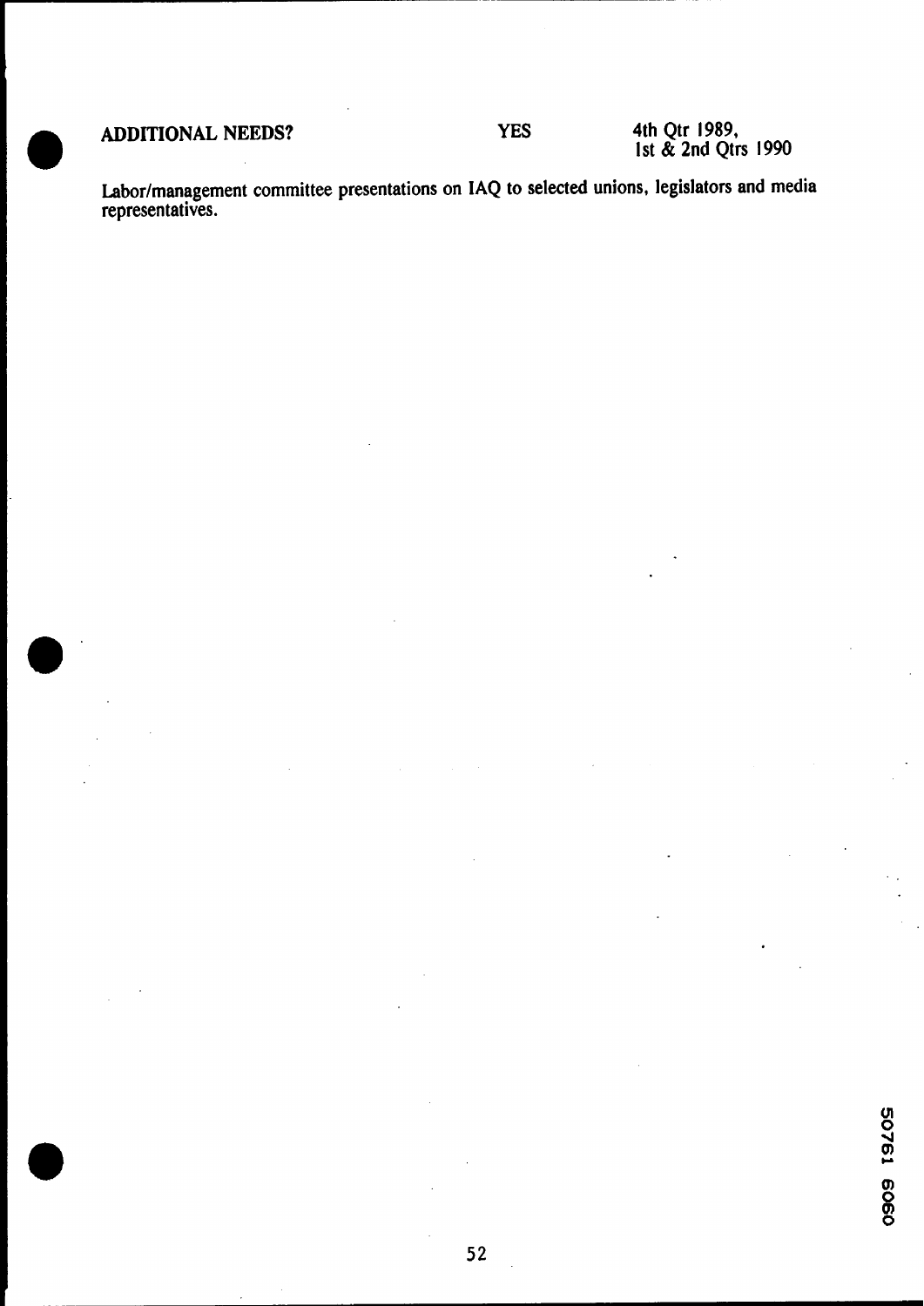**ADDITIONAL NEEDS?** **YES** 4th Qtr 1989, 1st & 2nd Qtrs 1990

Labor/management committee presentations on IAQ to selected unions, legislators and media representatives.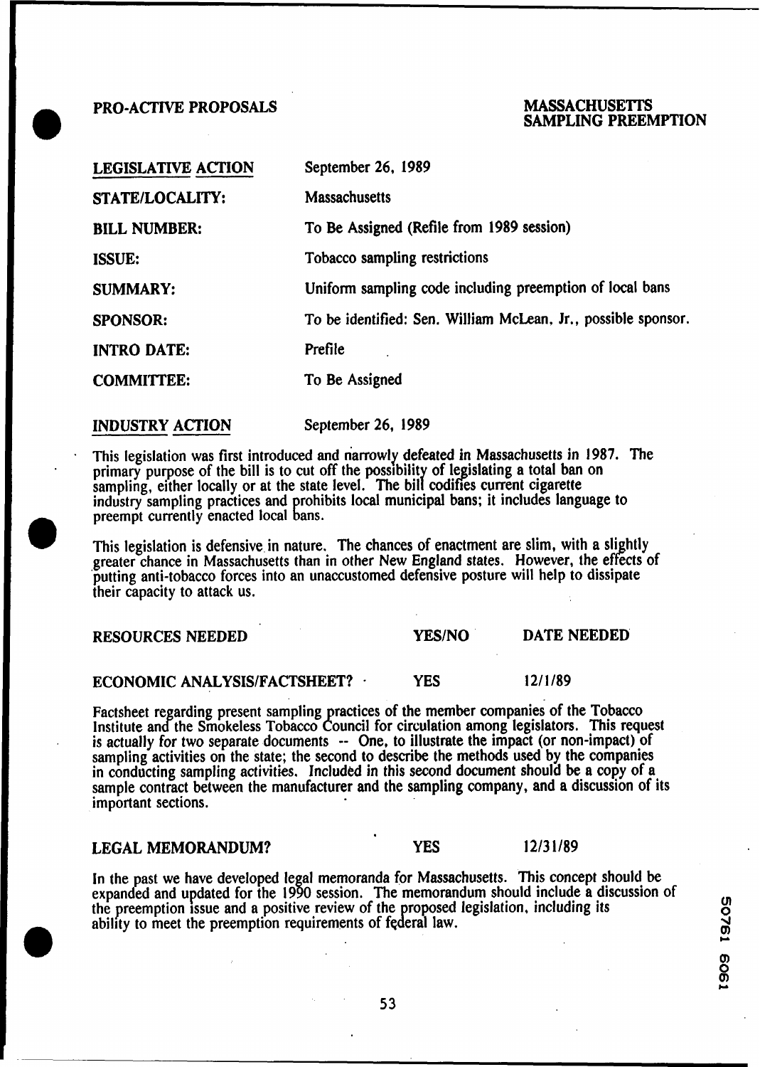**PRO-ACTIVE PROPOSALS**

**MASSACHUSETTS SAMPLING PREEMPTION**

| | |
|---|---|
| **LEGISLATIVE ACTION** | September 26, 1989 |
| **STATE/LOCALITY:** | Massachusetts |
| **BILL NUMBER:** | To Be Assigned (Refile from 1989 session) |
| **ISSUE:** | Tobacco sampling restrictions |
| **SUMMARY:** | Uniform sampling code including preemption of local bans |
| **SPONSOR:** | To be identified: Sen. William McLean, Jr., possible sponsor. |
| **INTRO DATE:** | Prefile |
| **COMMITTEE:** | To Be Assigned |

**INDUSTRY ACTION** September 26, 1989

This legislation was first introduced and narrowly defeated in Massachusetts in 1987. The primary purpose of the bill is to cut off the possibility of legislating a total ban on sampling, either locally or at the state level. The bill codifies current cigarette industry sampling practices and prohibits local municipal bans; it includes language to preempt currently enacted local bans.

This legislation is defensive in nature. The chances of enactment are slim, with a slightly greater chance in Massachusetts than in other New England states. However, the effects of putting anti-tobacco forces into an unaccustomed defensive posture will help to dissipate their capacity to attack us.

| RESOURCES NEEDED | YES/NO | DATE NEEDED |
|---|---|---|
| ECONOMIC ANALYSIS/FACTSHEET? | YES | 12/1/89 |

Factsheet regarding present sampling practices of the member companies of the Tobacco Institute and the Smokeless Tobacco Council for circulation among legislators. This request is actually for two separate documents -- One, to illustrate the impact (or non-impact) of sampling activities on the state; the second to describe the methods used by the companies in conducting sampling activities. Included in this second document should be a copy of a sample contract between the manufacturer and the sampling company, and a discussion of its important sections.

| | | |
|---|---|---|
| LEGAL MEMORANDUM? | YES | 12/31/89 |

In the past we have developed legal memoranda for Massachusetts. This concept should be expanded and updated for the 1990 session. The memorandum should include a discussion of the preemption issue and a positive review of the proposed legislation, including its ability to meet the preemption requirements of federal law.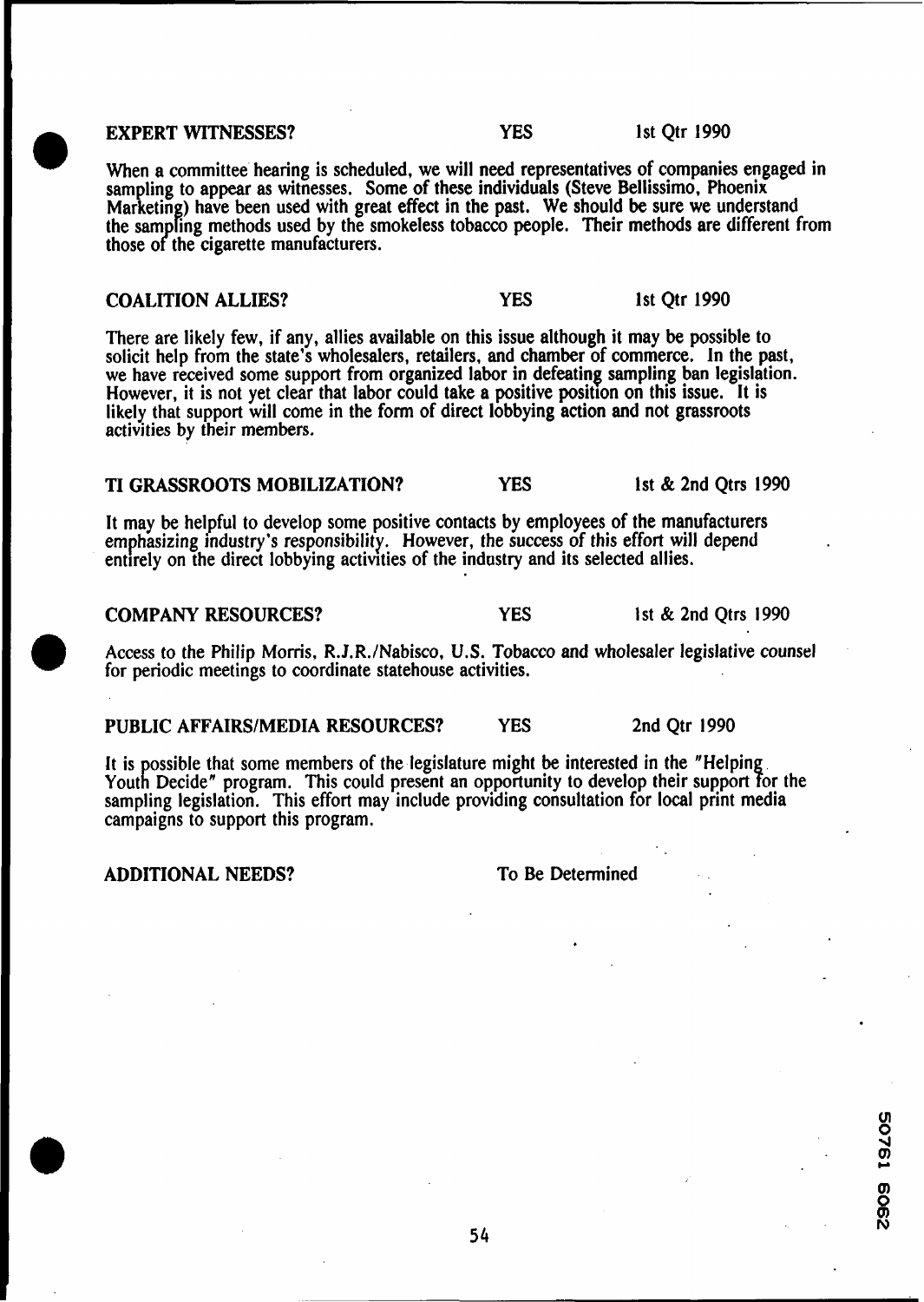**EXPERT WITNESSES?** YES 1st Qtr 1990

When a committee hearing is scheduled, we will need representatives of companies engaged in sampling to appear as witnesses. Some of these individuals (Steve Bellissimo, Phoenix Marketing) have been used with great effect in the past. We should be sure we understand the sampling methods used by the smokeless tobacco people. Their methods are different from those of the cigarette manufacturers.

**COALITION ALLIES?** YES 1st Qtr 1990

There are likely few, if any, allies available on this issue although it may be possible to solicit help from the state's wholesalers, retailers, and chamber of commerce. In the past, we have received some support from organized labor in defeating sampling ban legislation. However, it is not yet clear that labor could take a positive position on this issue. It is likely that support will come in the form of direct lobbying action and not grassroots activities by their members.

**TI GRASSROOTS MOBILIZATION?** YES 1st & 2nd Qtrs 1990

It may be helpful to develop some positive contacts by employees of the manufacturers emphasizing industry's responsibility. However, the success of this effort will depend entirely on the direct lobbying activities of the industry and its selected allies.

**COMPANY RESOURCES?** YES 1st & 2nd Qtrs 1990

Access to the Philip Morris, R.J.R./Nabisco, U.S. Tobacco and wholesaler legislative counsel for periodic meetings to coordinate statehouse activities.

**PUBLIC AFFAIRS/MEDIA RESOURCES?** YES 2nd Qtr 1990

It is possible that some members of the legislature might be interested in the "Helping Youth Decide" program. This could present an opportunity to develop their support for the sampling legislation. This effort may include providing consultation for local print media campaigns to support this program.

**ADDITIONAL NEEDS?** To Be Determined

2607615062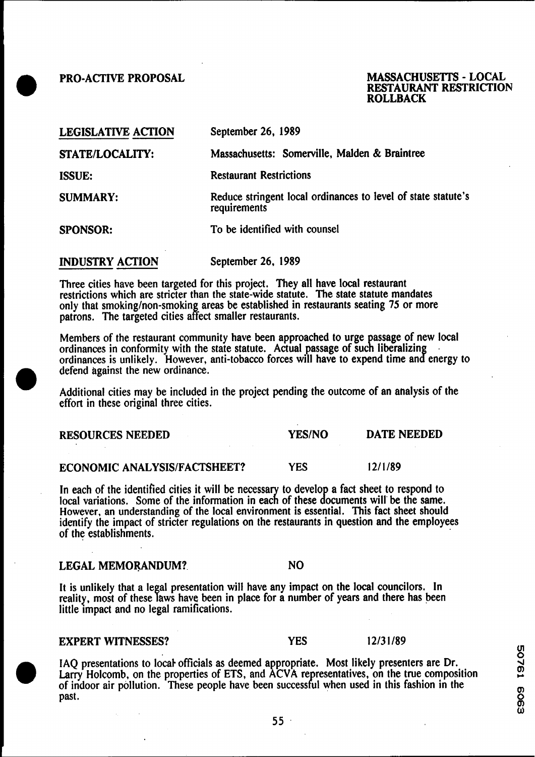**PRO-ACTIVE PROPOSAL**

**MASSACHUSETTS - LOCAL RESTAURANT RESTRICTION ROLLBACK**

| | |
|---|---|
| **LEGISLATIVE ACTION** | September 26, 1989 |
| **STATE/LOCALITY:** | Massachusetts: Somerville, Malden & Braintree |
| **ISSUE:** | Restaurant Restrictions |
| **SUMMARY:** | Reduce stringent local ordinances to level of state statute's requirements |
| **SPONSOR:** | To be identified with counsel |

**INDUSTRY ACTION** September 26, 1989

Three cities have been targeted for this project. They all have local restaurant restrictions which are stricter than the state-wide statute. The state statute mandates only that smoking/non-smoking areas be established in restaurants seating 75 or more patrons. The targeted cities affect smaller restaurants.

Members of the restaurant community have been approached to urge passage of new local ordinances in conformity with the state statute. Actual passage of such liberalizing ordinances is unlikely. However, anti-tobacco forces will have to expend time and energy to defend against the new ordinance.

Additional cities may be included in the project pending the outcome of an analysis of the effort in these original three cities.

| RESOURCES NEEDED | YES/NO | DATE NEEDED |
|---|---|---|
| **ECONOMIC ANALYSIS/FACTSHEET?** | YES | 12/1/89 |

In each of the identified cities it will be necessary to develop a fact sheet to respond to local variations. Some of the information in each of these documents will be the same. However, an understanding of the local environment is essential. This fact sheet should identify the impact of stricter regulations on the restaurants in question and the employees of the establishments.

| | | |
|---|---|---|
| **LEGAL MEMORANDUM?** | NO | |

It is unlikely that a legal presentation will have any impact on the local councilors. In reality, most of these laws have been in place for a number of years and there has been little impact and no legal ramifications.

| | | |
|---|---|---|
| **EXPERT WITNESSES?** | YES | 12/31/89 |

IAQ presentations to local officials as deemed appropriate. Most likely presenters are Dr. Larry Holcomb, on the properties of ETS, and ACVA representatives, on the true composition of indoor air pollution. These people have been successful when used in this fashion in the past.

50761 6963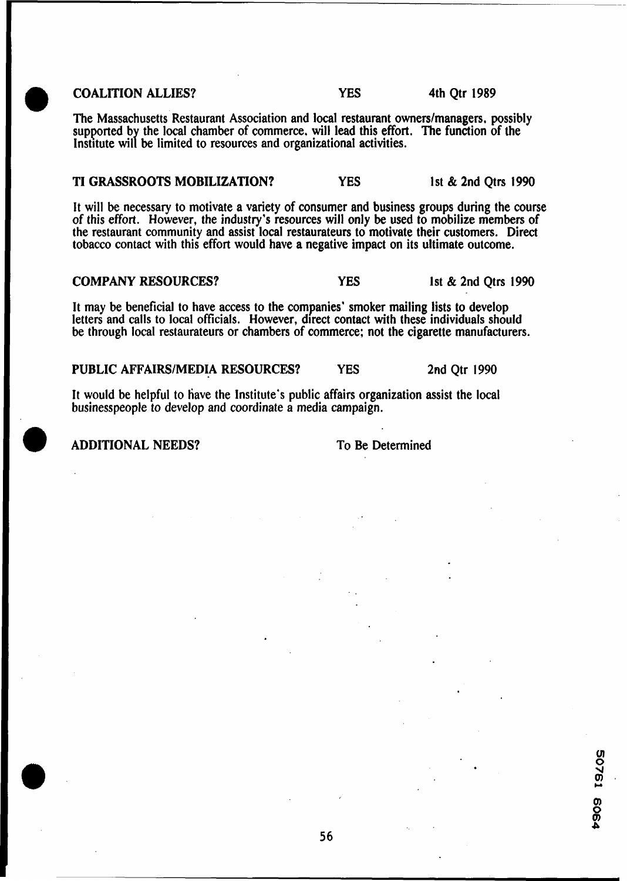**COALITION ALLIES?** **YES** **4th Qtr 1989**

The Massachusetts Restaurant Association and local restaurant owners/managers, possibly supported by the local chamber of commerce, will lead this effort. The function of the Institute will be limited to resources and organizational activities.

**TI GRASSROOTS MOBILIZATION?** **YES** **1st & 2nd Qtrs 1990**

It will be necessary to motivate a variety of consumer and business groups during the course of this effort. However, the industry's resources will only be used to mobilize members of the restaurant community and assist local restaurateurs to motivate their customers. Direct tobacco contact with this effort would have a negative impact on its ultimate outcome.

**COMPANY RESOURCES?** **YES** **1st & 2nd Qtrs 1990**

It may be beneficial to have access to the companies' smoker mailing lists to develop letters and calls to local officials. However, direct contact with these individuals should be through local restaurateurs or chambers of commerce; not the cigarette manufacturers.

**PUBLIC AFFAIRS/MEDIA RESOURCES?** **YES** **2nd Qtr 1990**

It would be helpful to have the Institute's public affairs organization assist the local businesspeople to develop and coordinate a media campaign.

**ADDITIONAL NEEDS?** To Be Determined

50761 6064